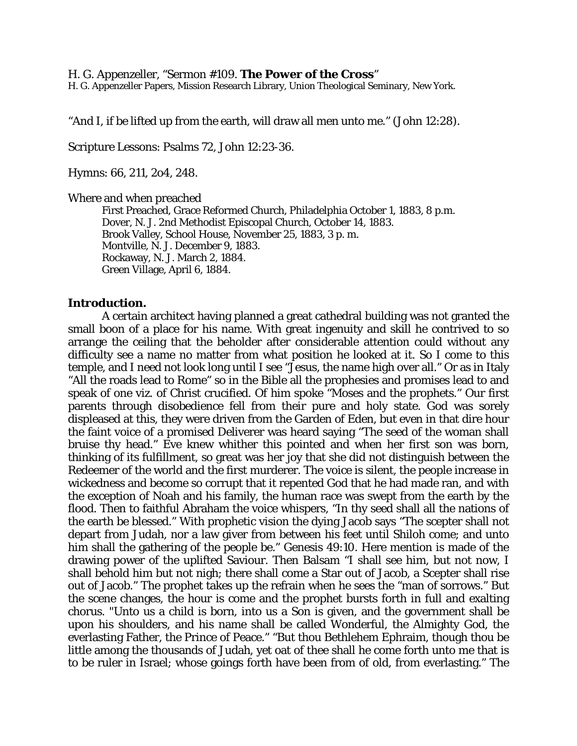H. G. Appenzeller, "Sermon #109. **The Power of the Cross**"

H. G. Appenzeller Papers, Mission Research Library, Union Theological Seminary, New York.

"And I, if be lifted up from the earth, will draw all men unto me." (John 12:28).

Scripture Lessons: Psalms 72, John 12:23-36.

Hymns: 66, 211, 2o4, 248.

Where and when preached

First Preached, Grace Reformed Church, Philadelphia October 1, 1883, 8 p.m.
Dover, N. J. 2nd Methodist Episcopal Church, October 14, 1883.
Brook Valley, School House, November 25, 1883, 3 p. m.
Montville, N. J. December 9, 1883.
Rockaway, N. J. March 2, 1884.
Green Village, April 6, 1884.

**Introduction.**

A certain architect having planned a great cathedral building was not granted the small boon of a place for his name. With great ingenuity and skill he contrived to so arrange the ceiling that the beholder after considerable attention could without any difficulty see a name no matter from what position he looked at it. So I come to this temple, and I need not look long until I see "Jesus, the name high over all." Or as in Italy "All the roads lead to Rome" so in the Bible all the prophesies and promises lead to and speak of one viz. of Christ crucified. Of him spoke "Moses and the prophets." Our first parents through disobedience fell from their pure and holy state. God was sorely displeased at this, they were driven from the Garden of Eden, but even in that dire hour the faint voice of a promised Deliverer was heard saying "The seed of the woman shall bruise thy head." Eve knew whither this pointed and when her first son was born, thinking of its fulfillment, so great was her joy that she did not distinguish between the Redeemer of the world and the first murderer. The voice is silent, the people increase in wickedness and become so corrupt that it repented God that he had made ran, and with the exception of Noah and his family, the human race was swept from the earth by the flood. Then to faithful Abraham the voice whispers, "In thy seed shall all the nations of the earth be blessed." With prophetic vision the dying Jacob says "The scepter shall not depart from Judah, nor a law giver from between his feet until Shiloh come; and unto him shall the gathering of the people be." Genesis 49:10. Here mention is made of the drawing power of the uplifted Saviour. Then Balsam "I shall see him, but not now, I shall behold him but not nigh; there shall come a Star out of Jacob, a Scepter shall rise out of Jacob." The prophet takes up the refrain when he sees the "man of sorrows." But the scene changes, the hour is come and the prophet bursts forth in full and exalting chorus. "Unto us a child is born, into us a Son is given, and the government shall be upon his shoulders, and his name shall be called Wonderful, the Almighty God, the everlasting Father, the Prince of Peace." "But thou Bethlehem Ephraim, though thou be little among the thousands of Judah, yet oat of thee shall he come forth unto me that is to be ruler in Israel; whose goings forth have been from of old, from everlasting." The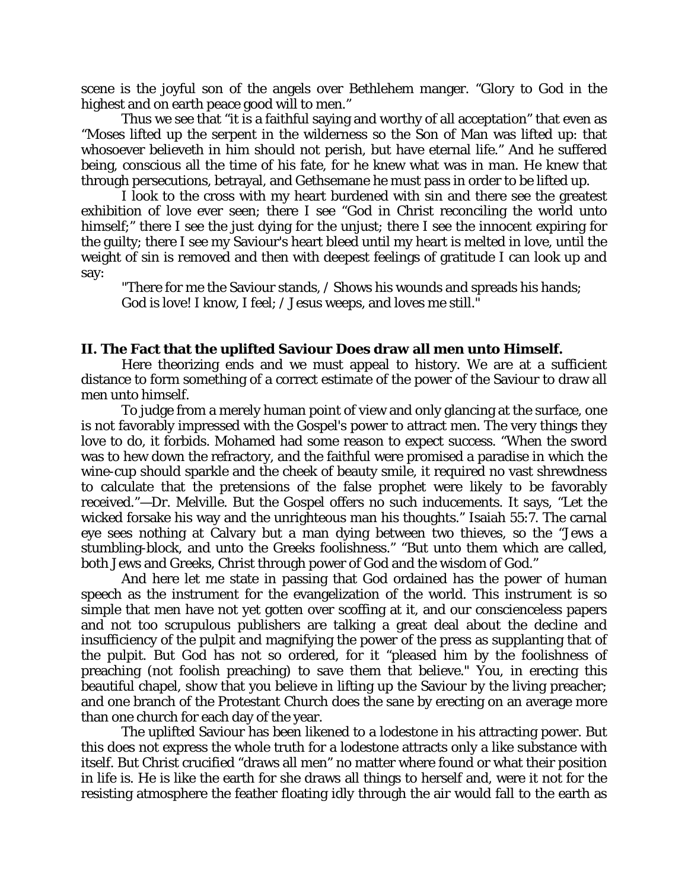scene is the joyful son of the angels over Bethlehem manger. "Glory to God in the highest and on earth peace good will to men."

Thus we see that "it is a faithful saying and worthy of all acceptation" that even as "Moses lifted up the serpent in the wilderness so the Son of Man was lifted up: that whosoever believeth in him should not perish, but have eternal life." And he suffered being, conscious all the time of his fate, for he knew what was in man. He knew that through persecutions, betrayal, and Gethsemane he must pass in order to be lifted up.

I look to the cross with my heart burdened with sin and there see the greatest exhibition of love ever seen; there I see "God in Christ reconciling the world unto himself;" there I see the just dying for the unjust; there I see the innocent expiring for the guilty; there I see my Saviour's heart bleed until my heart is melted in love, until the weight of sin is removed and then with deepest feelings of gratitude I can look up and say:

"There for me the Saviour stands, / Shows his wounds and spreads his hands;
God is love! I know, I feel; / Jesus weeps, and loves me still."

**II. The Fact that the uplifted Saviour Does draw all men unto Himself.**

Here theorizing ends and we must appeal to history. We are at a sufficient distance to form something of a correct estimate of the power of the Saviour to draw all men unto himself.

To judge from a merely human point of view and only glancing at the surface, one is not favorably impressed with the Gospel's power to attract men. The very things they love to do, it forbids. Mohamed had some reason to expect success. "When the sword was to hew down the refractory, and the faithful were promised a paradise in which the wine-cup should sparkle and the cheek of beauty smile, it required no vast shrewdness to calculate that the pretensions of the false prophet were likely to be favorably received."—Dr. Melville. But the Gospel offers no such inducements. It says, "Let the wicked forsake his way and the unrighteous man his thoughts." Isaiah 55:7. The carnal eye sees nothing at Calvary but a man dying between two thieves, so the "Jews a stumbling-block, and unto the Greeks foolishness." "But unto them which are called, both Jews and Greeks, Christ through power of God and the wisdom of God."

And here let me state in passing that God ordained has the power of human speech as the instrument for the evangelization of the world. This instrument is so simple that men have not yet gotten over scoffing at it, and our conscienceless papers and not too scrupulous publishers are talking a great deal about the decline and insufficiency of the pulpit and magnifying the power of the press as supplanting that of the pulpit. But God has not so ordered, for it "pleased him by the foolishness of preaching (not foolish preaching) to save them that believe." You, in erecting this beautiful chapel, show that you believe in lifting up the Saviour by the living preacher; and one branch of the Protestant Church does the sane by erecting on an average more than one church for each day of the year.

The uplifted Saviour has been likened to a lodestone in his attracting power. But this does not express the whole truth for a lodestone attracts only a like substance with itself. But Christ crucified "draws all men" no matter where found or what their position in life is. He is like the earth for she draws all things to herself and, were it not for the resisting atmosphere the feather floating idly through the air would fall to the earth as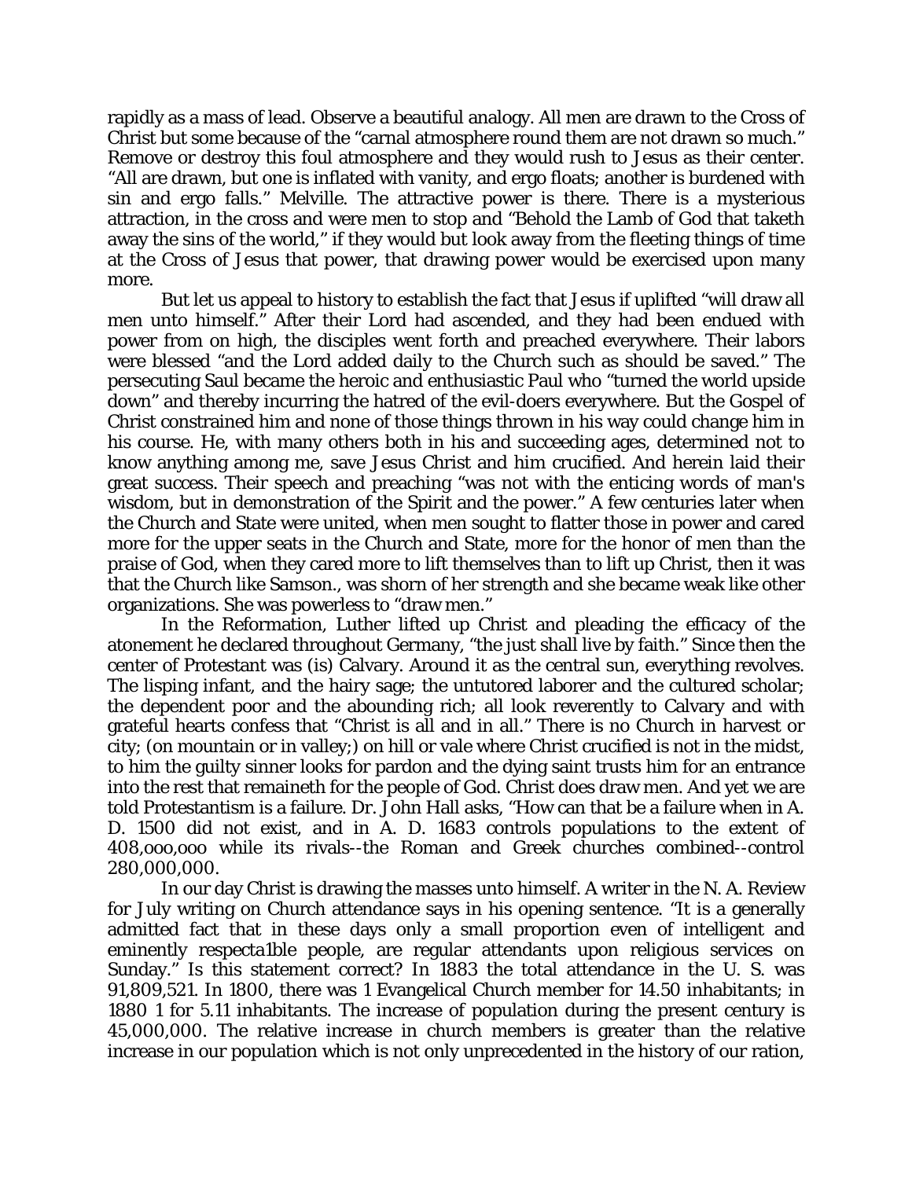rapidly as a mass of lead. Observe a beautiful analogy. All men are drawn to the Cross of Christ but some because of the "carnal atmosphere round them are not drawn so much." Remove or destroy this foul atmosphere and they would rush to Jesus as their center. "All are drawn, but one is inflated with vanity, and ergo floats; another is burdened with sin and ergo falls." Melville. The attractive power is there. There is a mysterious attraction, in the cross and were men to stop and "Behold the Lamb of God that taketh away the sins of the world," if they would but look away from the fleeting things of time at the Cross of Jesus that power, that drawing power would be exercised upon many more.

But let us appeal to history to establish the fact that Jesus if uplifted "will draw all men unto himself." After their Lord had ascended, and they had been endued with power from on high, the disciples went forth and preached everywhere. Their labors were blessed "and the Lord added daily to the Church such as should be saved." The persecuting Saul became the heroic and enthusiastic Paul who "turned the world upside down" and thereby incurring the hatred of the evil-doers everywhere. But the Gospel of Christ constrained him and none of those things thrown in his way could change him in his course. He, with many others both in his and succeeding ages, determined not to know anything among me, save Jesus Christ and him crucified. And herein laid their great success. Their speech and preaching "was not with the enticing words of man's wisdom, but in demonstration of the Spirit and the power." A few centuries later when the Church and State were united, when men sought to flatter those in power and cared more for the upper seats in the Church and State, more for the honor of men than the praise of God, when they cared more to lift themselves than to lift up Christ, then it was that the Church like Samson., was shorn of her strength and she became weak like other organizations. She was powerless to "draw men."

In the Reformation, Luther lifted up Christ and pleading the efficacy of the atonement he declared throughout Germany, "the just shall live by faith." Since then the center of Protestant was (is) Calvary. Around it as the central sun, everything revolves. The lisping infant, and the hairy sage; the untutored laborer and the cultured scholar; the dependent poor and the abounding rich; all look reverently to Calvary and with grateful hearts confess that "Christ is all and in all." There is no Church in harvest or city; (on mountain or in valley;) on hill or vale where Christ crucified is not in the midst, to him the guilty sinner looks for pardon and the dying saint trusts him for an entrance into the rest that remaineth for the people of God. Christ does draw men. And yet we are told Protestantism is a failure. Dr. John Hall asks, "How can that be a failure when in A. D. 1500 did not exist, and in A. D. 1683 controls populations to the extent of 408,ooo,ooo while its rivals--the Roman and Greek churches combined--control 280,000,000.

In our day Christ is drawing the masses unto himself. A writer in the N. A. Review for July writing on Church attendance says in his opening sentence. "It is a generally admitted fact that in these days only a small proportion even of intelligent and eminently respecta1ble people, are regular attendants upon religious services on Sunday." Is this statement correct? In 1883 the total attendance in the U. S. was 91,809,521. In 1800, there was 1 Evangelical Church member for 14.50 inhabitants; in 1880 1 for 5.11 inhabitants. The increase of population during the present century is 45,000,000. The relative increase in church members is greater than the relative increase in our population which is not only unprecedented in the history of our ration,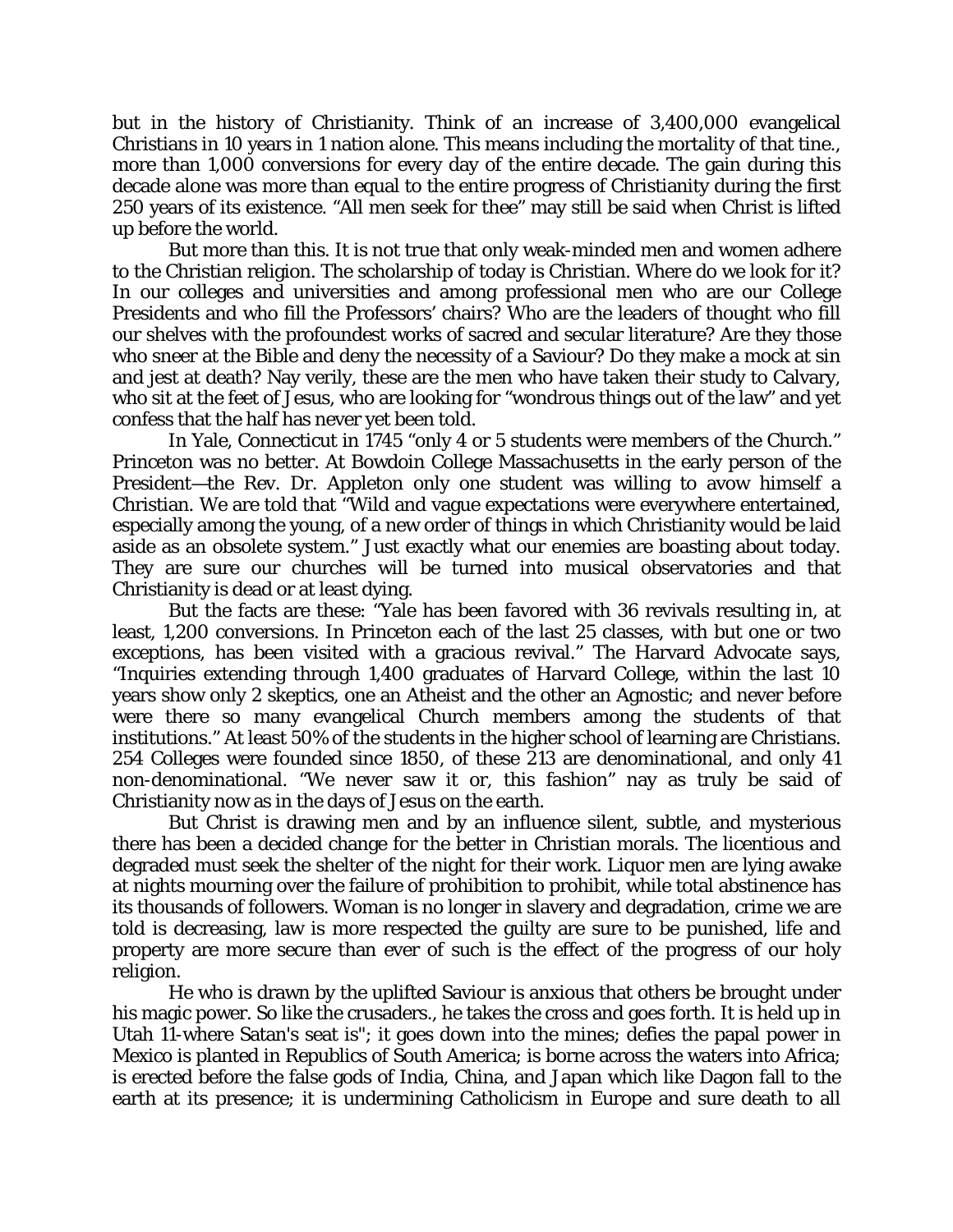but in the history of Christianity. Think of an increase of 3,400,000 evangelical Christians in 10 years in 1 nation alone. This means including the mortality of that tine., more than 1,000 conversions for every day of the entire decade. The gain during this decade alone was more than equal to the entire progress of Christianity during the first 250 years of its existence. "All men seek for thee" may still be said when Christ is lifted up before the world.

But more than this. It is not true that only weak-minded men and women adhere to the Christian religion. The scholarship of today is Christian. Where do we look for it? In our colleges and universities and among professional men who are our College Presidents and who fill the Professors' chairs? Who are the leaders of thought who fill our shelves with the profoundest works of sacred and secular literature? Are they those who sneer at the Bible and deny the necessity of a Saviour? Do they make a mock at sin and jest at death? Nay verily, these are the men who have taken their study to Calvary, who sit at the feet of Jesus, who are looking for "wondrous things out of the law" and yet confess that the half has never yet been told.

In Yale, Connecticut in 1745 "only 4 or 5 students were members of the Church." Princeton was no better. At Bowdoin College Massachusetts in the early person of the President—the Rev. Dr. Appleton only one student was willing to avow himself a Christian. We are told that "Wild and vague expectations were everywhere entertained, especially among the young, of a new order of things in which Christianity would be laid aside as an obsolete system." Just exactly what our enemies are boasting about today. They are sure our churches will be turned into musical observatories and that Christianity is dead or at least dying.

But the facts are these: "Yale has been favored with 36 revivals resulting in, at least, 1,200 conversions. In Princeton each of the last 25 classes, with but one or two exceptions, has been visited with a gracious revival." The Harvard Advocate says, "Inquiries extending through 1,400 graduates of Harvard College, within the last 10 years show only 2 skeptics, one an Atheist and the other an Agnostic; and never before were there so many evangelical Church members among the students of that institutions." At least 50% of the students in the higher school of learning are Christians. 254 Colleges were founded since 1850, of these 213 are denominational, and only 41 non-denominational. "We never saw it or, this fashion" nay as truly be said of Christianity now as in the days of Jesus on the earth.

But Christ is drawing men and by an influence silent, subtle, and mysterious there has been a decided change for the better in Christian morals. The licentious and degraded must seek the shelter of the night for their work. Liquor men are lying awake at nights mourning over the failure of prohibition to prohibit, while total abstinence has its thousands of followers. Woman is no longer in slavery and degradation, crime we are told is decreasing, law is more respected the guilty are sure to be punished, life and property are more secure than ever of such is the effect of the progress of our holy religion.

He who is drawn by the uplifted Saviour is anxious that others be brought under his magic power. So like the crusaders., he takes the cross and goes forth. It is held up in Utah 11-where Satan's seat is"; it goes down into the mines; defies the papal power in Mexico is planted in Republics of South America; is borne across the waters into Africa; is erected before the false gods of India, China, and Japan which like Dagon fall to the earth at its presence; it is undermining Catholicism in Europe and sure death to all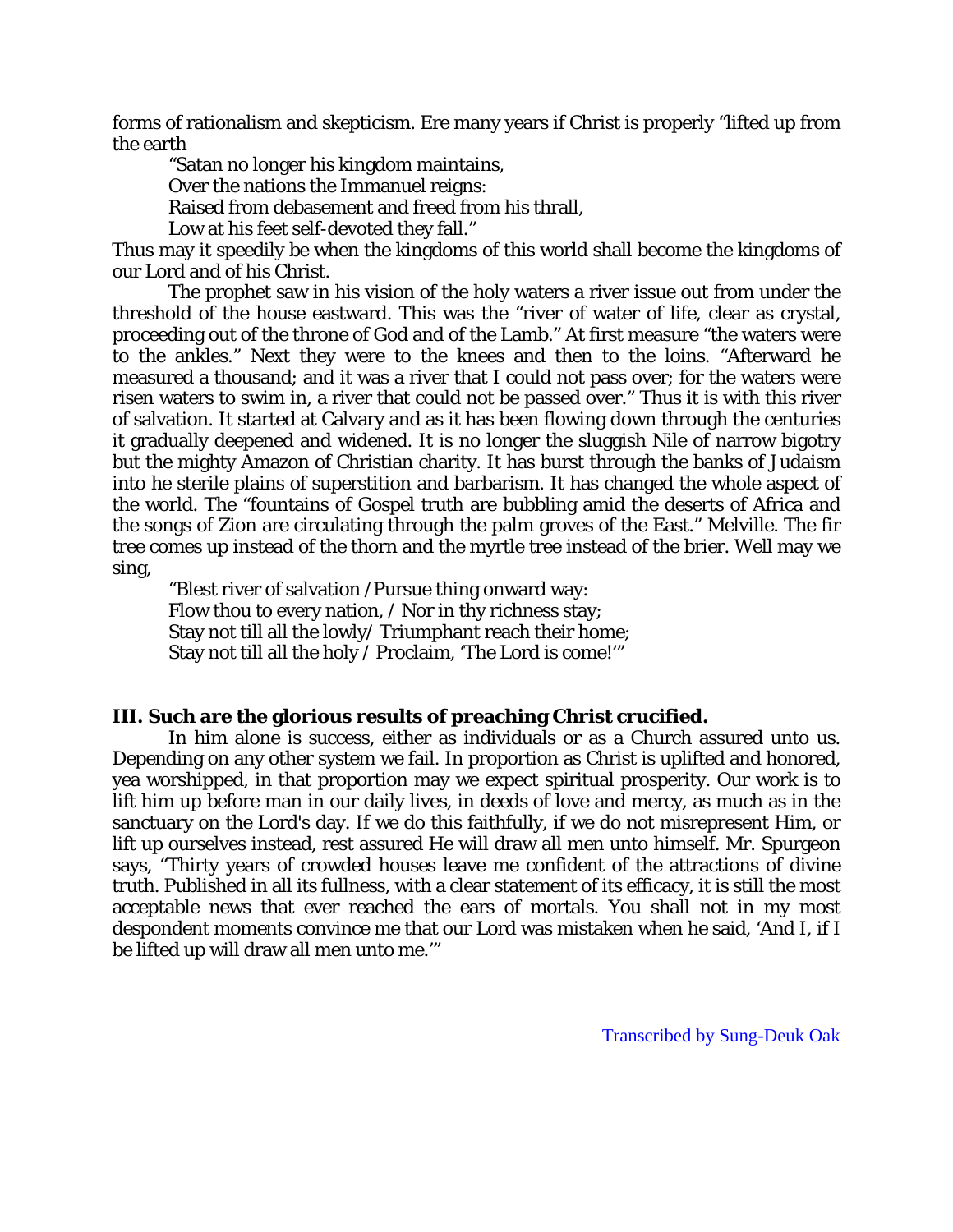forms of rationalism and skepticism. Ere many years if Christ is properly "lifted up from the earth

"Satan no longer his kingdom maintains,  
Over the nations the Immanuel reigns:  
Raised from debasement and freed from his thrall,  
Low at his feet self-devoted they fall."

Thus may it speedily be when the kingdoms of this world shall become the kingdoms of our Lord and of his Christ.

The prophet saw in his vision of the holy waters a river issue out from under the threshold of the house eastward. This was the "river of water of life, clear as crystal, proceeding out of the throne of God and of the Lamb." At first measure "the waters were to the ankles." Next they were to the knees and then to the loins. "Afterward he measured a thousand; and it was a river that I could not pass over; for the waters were risen waters to swim in, a river that could not be passed over." Thus it is with this river of salvation. It started at Calvary and as it has been flowing down through the centuries it gradually deepened and widened. It is no longer the sluggish Nile of narrow bigotry but the mighty Amazon of Christian charity. It has burst through the banks of Judaism into he sterile plains of superstition and barbarism. It has changed the whole aspect of the world. The "fountains of Gospel truth are bubbling amid the deserts of Africa and the songs of Zion are circulating through the palm groves of the East." Melville. The fir tree comes up instead of the thorn and the myrtle tree instead of the brier. Well may we sing,

"Blest river of salvation /Pursue thing onward way:  
Flow thou to every nation, / Nor in thy richness stay;  
Stay not till all the lowly/ Triumphant reach their home;  
Stay not till all the holy / Proclaim, 'The Lord is come!'"

### III. Such are the glorious results of preaching Christ crucified.

In him alone is success, either as individuals or as a Church assured unto us. Depending on any other system we fail. In proportion as Christ is uplifted and honored, yea worshipped, in that proportion may we expect spiritual prosperity. Our work is to lift him up before man in our daily lives, in deeds of love and mercy, as much as in the sanctuary on the Lord's day. If we do this faithfully, if we do not misrepresent Him, or lift up ourselves instead, rest assured He will draw all men unto himself. Mr. Spurgeon says, "Thirty years of crowded houses leave me confident of the attractions of divine truth. Published in all its fullness, with a clear statement of its efficacy, it is still the most acceptable news that ever reached the ears of mortals. You shall not in my most despondent moments convince me that our Lord was mistaken when he said, 'And I, if I be lifted up will draw all men unto me.'"

Transcribed by Sung-Deuk Oak